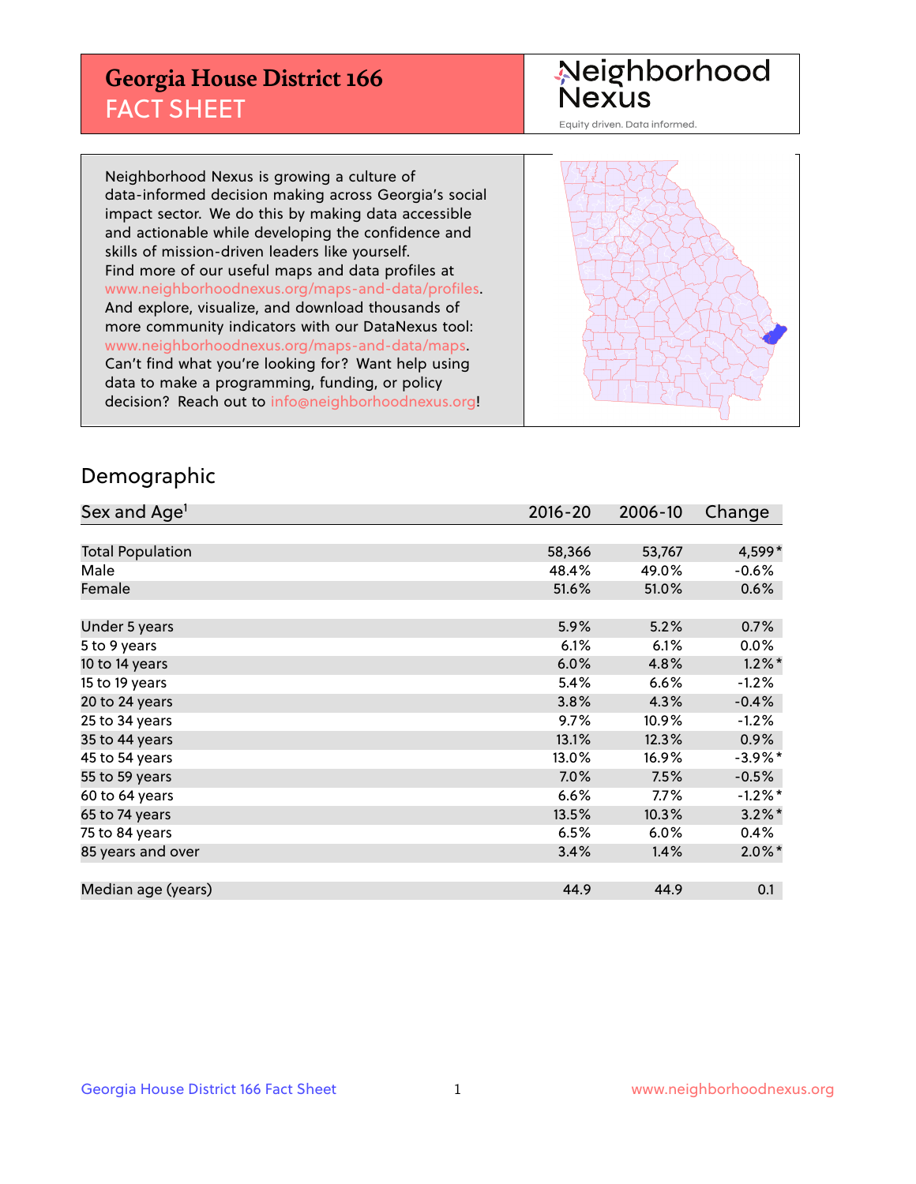# Georgia House District 166
## FACT SHEET

Neighborhood Nexus
Equity driven. Data informed.

Neighborhood Nexus is growing a culture of data-informed decision making across Georgia's social impact sector. We do this by making data accessible and actionable while developing the confidence and skills of mission-driven leaders like yourself. Find more of our useful maps and data profiles at www.neighborhoodnexus.org/maps-and-data/profiles. And explore, visualize, and download thousands of more community indicators with our DataNexus tool: www.neighborhoodnexus.org/maps-and-data/maps. Can't find what you're looking for? Want help using data to make a programming, funding, or policy decision? Reach out to info@neighborhoodnexus.org!

## Demographic

| Sex and Age[1] | 2016-20 | 2006-10 | Change |
|---|---|---|---|
| Total Population | 58,366 | 53,767 | 4,599* |
| Male | 48.4% | 49.0% | -0.6% |
| Female | 51.6% | 51.0% | 0.6% |
| | | | |
| Under 5 years | 5.9% | 5.2% | 0.7% |
| 5 to 9 years | 6.1% | 6.1% | 0.0% |
| 10 to 14 years | 6.0% | 4.8% | 1.2%* |
| 15 to 19 years | 5.4% | 6.6% | -1.2% |
| 20 to 24 years | 3.8% | 4.3% | -0.4% |
| 25 to 34 years | 9.7% | 10.9% | -1.2% |
| 35 to 44 years | 13.1% | 12.3% | 0.9% |
| 45 to 54 years | 13.0% | 16.9% | -3.9%* |
| 55 to 59 years | 7.0% | 7.5% | -0.5% |
| 60 to 64 years | 6.6% | 7.7% | -1.2%* |
| 65 to 74 years | 13.5% | 10.3% | 3.2%* |
| 75 to 84 years | 6.5% | 6.0% | 0.4% |
| 85 years and over | 3.4% | 1.4% | 2.0%* |
| | | | |
| Median age (years) | 44.9 | 44.9 | 0.1 |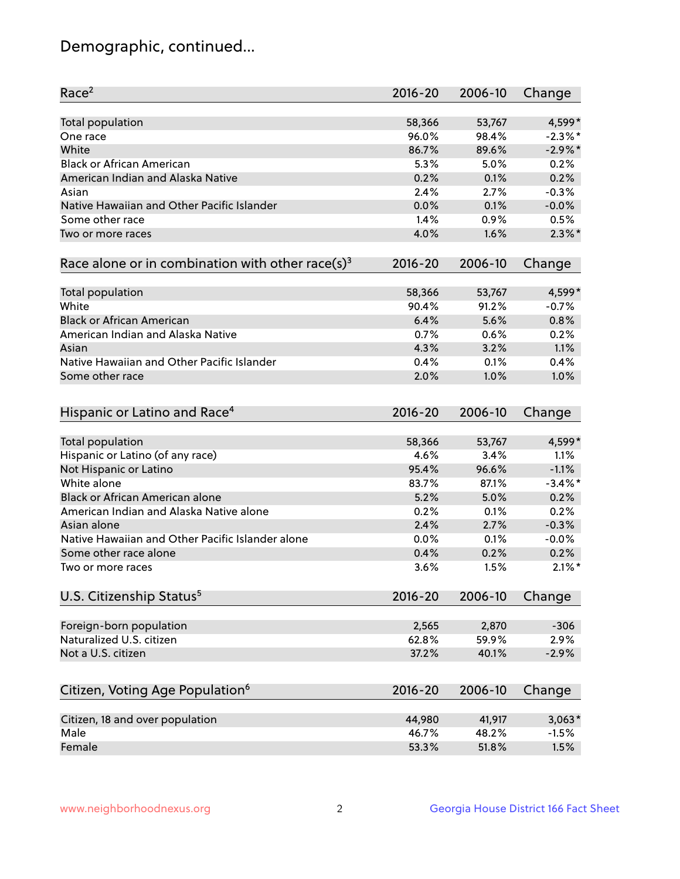# Demographic, continued...

| Race[2] | 2016-20 | 2006-10 | Change |
|---|---|---|---|
| Total population | 58,366 | 53,767 | 4,599* |
| One race | 96.0% | 98.4% | -2.3%* |
| White | 86.7% | 89.6% | -2.9%* |
| Black or African American | 5.3% | 5.0% | 0.2% |
| American Indian and Alaska Native | 0.2% | 0.1% | 0.2% |
| Asian | 2.4% | 2.7% | -0.3% |
| Native Hawaiian and Other Pacific Islander | 0.0% | 0.1% | -0.0% |
| Some other race | 1.4% | 0.9% | 0.5% |
| Two or more races | 4.0% | 1.6% | 2.3%* |

| Race alone or in combination with other race(s)[3] | 2016-20 | 2006-10 | Change |
|---|---|---|---|
| Total population | 58,366 | 53,767 | 4,599* |
| White | 90.4% | 91.2% | -0.7% |
| Black or African American | 6.4% | 5.6% | 0.8% |
| American Indian and Alaska Native | 0.7% | 0.6% | 0.2% |
| Asian | 4.3% | 3.2% | 1.1% |
| Native Hawaiian and Other Pacific Islander | 0.4% | 0.1% | 0.4% |
| Some other race | 2.0% | 1.0% | 1.0% |

| Hispanic or Latino and Race[4] | 2016-20 | 2006-10 | Change |
|---|---|---|---|
| Total population | 58,366 | 53,767 | 4,599* |
| Hispanic or Latino (of any race) | 4.6% | 3.4% | 1.1% |
| Not Hispanic or Latino | 95.4% | 96.6% | -1.1% |
| White alone | 83.7% | 87.1% | -3.4%* |
| Black or African American alone | 5.2% | 5.0% | 0.2% |
| American Indian and Alaska Native alone | 0.2% | 0.1% | 0.2% |
| Asian alone | 2.4% | 2.7% | -0.3% |
| Native Hawaiian and Other Pacific Islander alone | 0.0% | 0.1% | -0.0% |
| Some other race alone | 0.4% | 0.2% | 0.2% |
| Two or more races | 3.6% | 1.5% | 2.1%* |

| U.S. Citizenship Status[5] | 2016-20 | 2006-10 | Change |
|---|---|---|---|
| Foreign-born population | 2,565 | 2,870 | -306 |
| Naturalized U.S. citizen | 62.8% | 59.9% | 2.9% |
| Not a U.S. citizen | 37.2% | 40.1% | -2.9% |

| Citizen, Voting Age Population[6] | 2016-20 | 2006-10 | Change |
|---|---|---|---|
| Citizen, 18 and over population | 44,980 | 41,917 | 3,063* |
| Male | 46.7% | 48.2% | -1.5% |
| Female | 53.3% | 51.8% | 1.5% |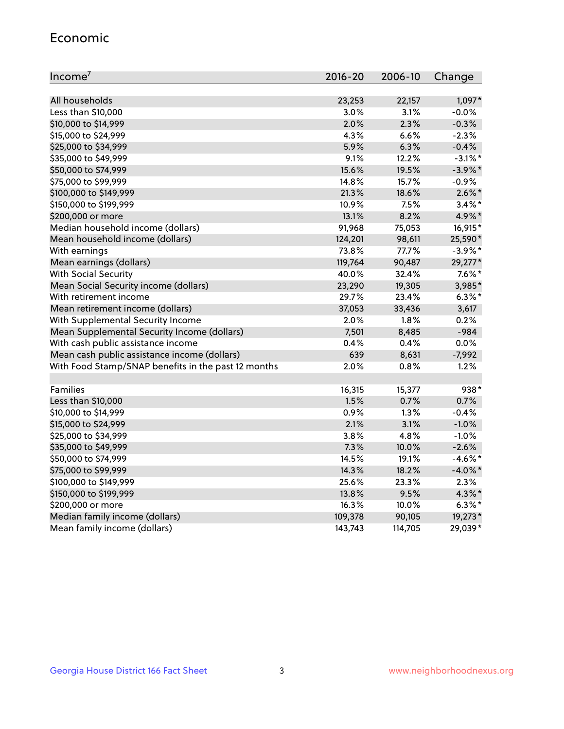## Economic

| Income[7] | 2016-20 | 2006-10 | Change |
|---|---|---|---|
| All households | 23,253 | 22,157 | 1,097* |
| Less than $10,000 | 3.0% | 3.1% | -0.0% |
| $10,000 to $14,999 | 2.0% | 2.3% | -0.3% |
| $15,000 to $24,999 | 4.3% | 6.6% | -2.3% |
| $25,000 to $34,999 | 5.9% | 6.3% | -0.4% |
| $35,000 to $49,999 | 9.1% | 12.2% | -3.1%* |
| $50,000 to $74,999 | 15.6% | 19.5% | -3.9%* |
| $75,000 to $99,999 | 14.8% | 15.7% | -0.9% |
| $100,000 to $149,999 | 21.3% | 18.6% | 2.6%* |
| $150,000 to $199,999 | 10.9% | 7.5% | 3.4%* |
| $200,000 or more | 13.1% | 8.2% | 4.9%* |
| Median household income (dollars) | 91,968 | 75,053 | 16,915* |
| Mean household income (dollars) | 124,201 | 98,611 | 25,590* |
| With earnings | 73.8% | 77.7% | -3.9%* |
| Mean earnings (dollars) | 119,764 | 90,487 | 29,277* |
| With Social Security | 40.0% | 32.4% | 7.6%* |
| Mean Social Security income (dollars) | 23,290 | 19,305 | 3,985* |
| With retirement income | 29.7% | 23.4% | 6.3%* |
| Mean retirement income (dollars) | 37,053 | 33,436 | 3,617 |
| With Supplemental Security Income | 2.0% | 1.8% | 0.2% |
| Mean Supplemental Security Income (dollars) | 7,501 | 8,485 | -984 |
| With cash public assistance income | 0.4% | 0.4% | 0.0% |
| Mean cash public assistance income (dollars) | 639 | 8,631 | -7,992 |
| With Food Stamp/SNAP benefits in the past 12 months | 2.0% | 0.8% | 1.2% |
| | | | |
| Families | 16,315 | 15,377 | 938* |
| Less than $10,000 | 1.5% | 0.7% | 0.7% |
| $10,000 to $14,999 | 0.9% | 1.3% | -0.4% |
| $15,000 to $24,999 | 2.1% | 3.1% | -1.0% |
| $25,000 to $34,999 | 3.8% | 4.8% | -1.0% |
| $35,000 to $49,999 | 7.3% | 10.0% | -2.6% |
| $50,000 to $74,999 | 14.5% | 19.1% | -4.6%* |
| $75,000 to $99,999 | 14.3% | 18.2% | -4.0%* |
| $100,000 to $149,999 | 25.6% | 23.3% | 2.3% |
| $150,000 to $199,999 | 13.8% | 9.5% | 4.3%* |
| $200,000 or more | 16.3% | 10.0% | 6.3%* |
| Median family income (dollars) | 109,378 | 90,105 | 19,273* |
| Mean family income (dollars) | 143,743 | 114,705 | 29,039* |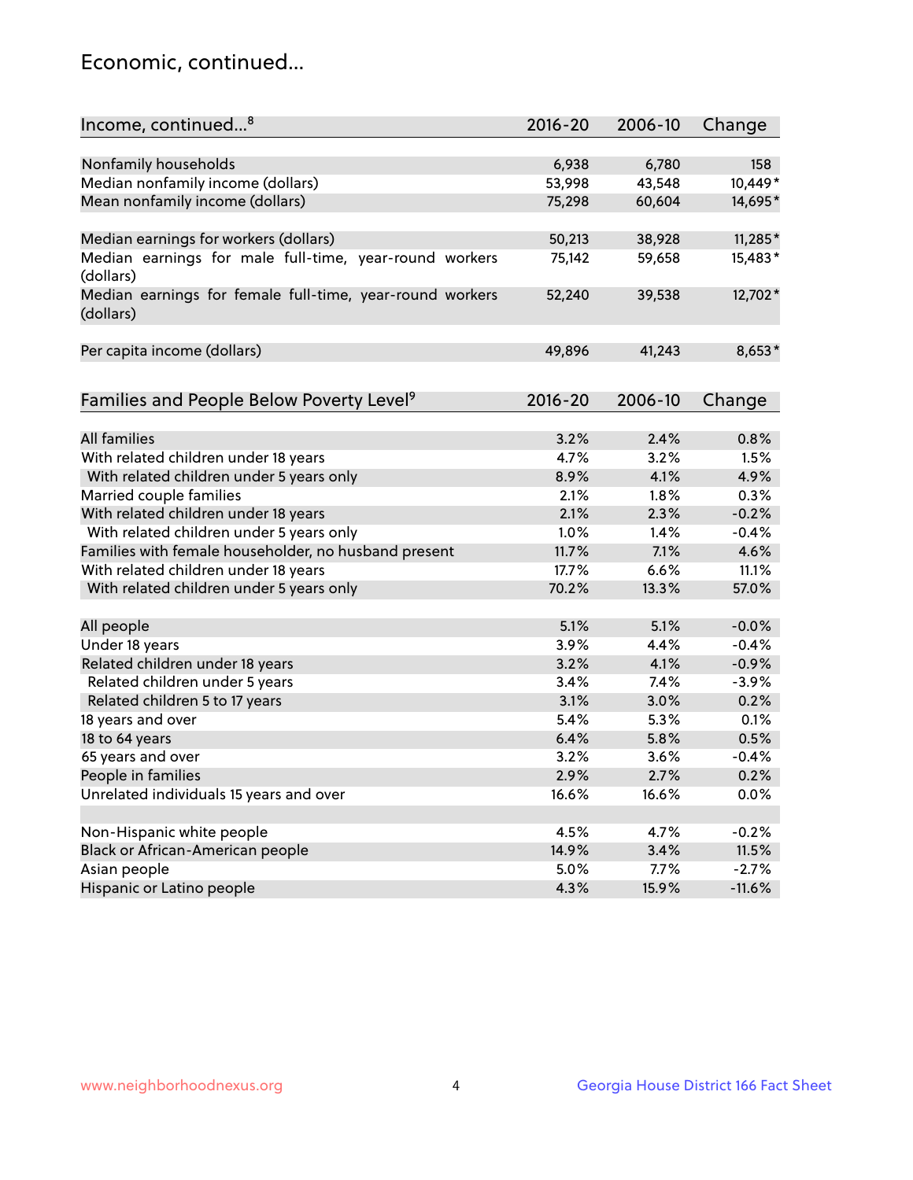## Economic, continued...

| Income, continued...[8] | 2016-20 | 2006-10 | Change |
|---|---|---|---|
| Nonfamily households | 6,938 | 6,780 | 158 |
| Median nonfamily income (dollars) | 53,998 | 43,548 | 10,449* |
| Mean nonfamily income (dollars) | 75,298 | 60,604 | 14,695* |
| Median earnings for workers (dollars) | 50,213 | 38,928 | 11,285* |
| Median earnings for male full-time, year-round workers (dollars) | 75,142 | 59,658 | 15,483* |
| Median earnings for female full-time, year-round workers (dollars) | 52,240 | 39,538 | 12,702* |
| Per capita income (dollars) | 49,896 | 41,243 | 8,653* |

| Families and People Below Poverty Level[9] | 2016-20 | 2006-10 | Change |
|---|---|---|---|
| All families | 3.2% | 2.4% | 0.8% |
| With related children under 18 years | 4.7% | 3.2% | 1.5% |
| With related children under 5 years only | 8.9% | 4.1% | 4.9% |
| Married couple families | 2.1% | 1.8% | 0.3% |
| With related children under 18 years | 2.1% | 2.3% | -0.2% |
| With related children under 5 years only | 1.0% | 1.4% | -0.4% |
| Families with female householder, no husband present | 11.7% | 7.1% | 4.6% |
| With related children under 18 years | 17.7% | 6.6% | 11.1% |
| With related children under 5 years only | 70.2% | 13.3% | 57.0% |
| All people | 5.1% | 5.1% | -0.0% |
| Under 18 years | 3.9% | 4.4% | -0.4% |
| Related children under 18 years | 3.2% | 4.1% | -0.9% |
| Related children under 5 years | 3.4% | 7.4% | -3.9% |
| Related children 5 to 17 years | 3.1% | 3.0% | 0.2% |
| 18 years and over | 5.4% | 5.3% | 0.1% |
| 18 to 64 years | 6.4% | 5.8% | 0.5% |
| 65 years and over | 3.2% | 3.6% | -0.4% |
| People in families | 2.9% | 2.7% | 0.2% |
| Unrelated individuals 15 years and over | 16.6% | 16.6% | 0.0% |
| Non-Hispanic white people | 4.5% | 4.7% | -0.2% |
| Black or African-American people | 14.9% | 3.4% | 11.5% |
| Asian people | 5.0% | 7.7% | -2.7% |
| Hispanic or Latino people | 4.3% | 15.9% | -11.6% |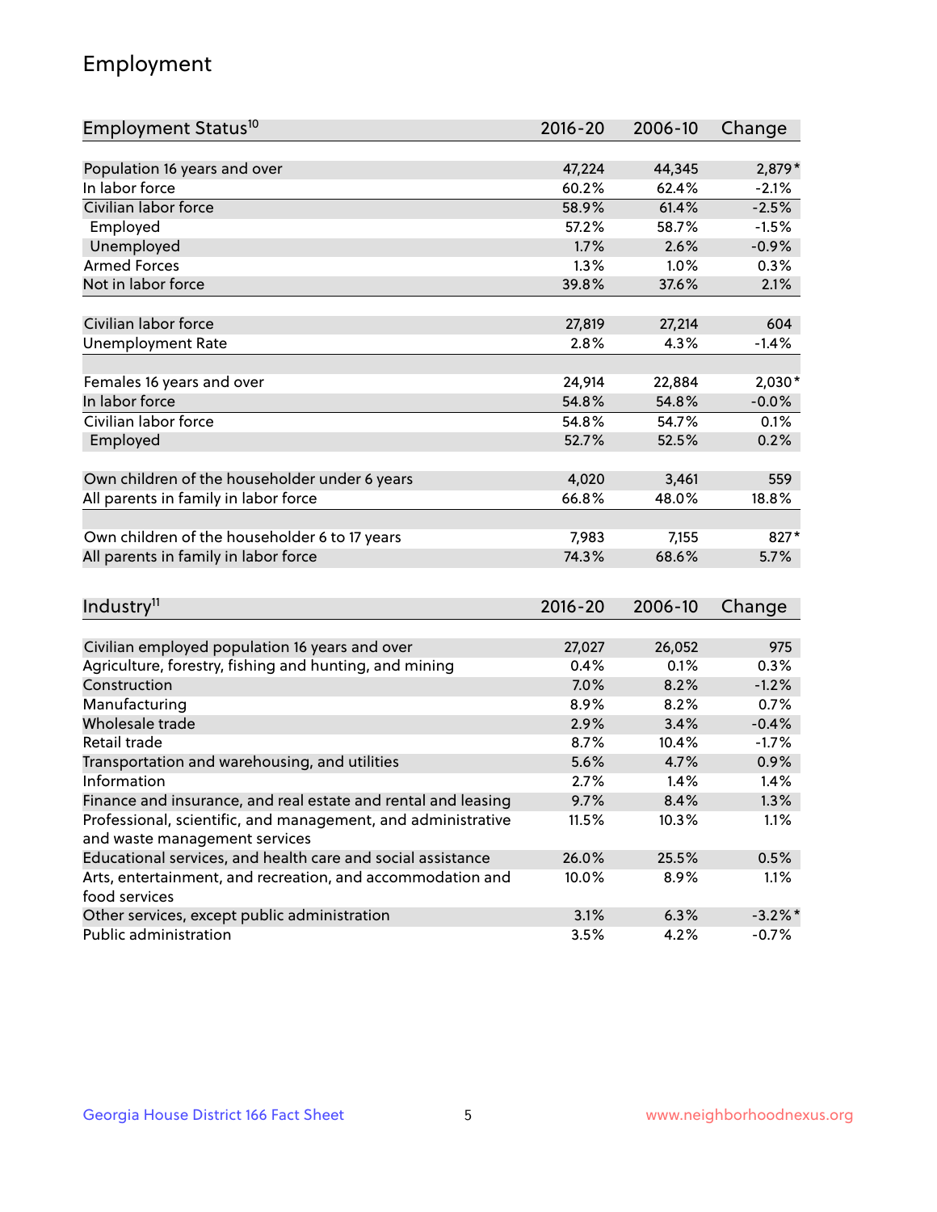# Employment

| Employment Status[10] | 2016-20 | 2006-10 | Change |
|---|---|---|---|
| Population 16 years and over | 47,224 | 44,345 | 2,879* |
| In labor force | 60.2% | 62.4% | -2.1% |
| Civilian labor force | 58.9% | 61.4% | -2.5% |
| Employed | 57.2% | 58.7% | -1.5% |
| Unemployed | 1.7% | 2.6% | -0.9% |
| Armed Forces | 1.3% | 1.0% | 0.3% |
| Not in labor force | 39.8% | 37.6% | 2.1% |
| | | | |
| Civilian labor force | 27,819 | 27,214 | 604 |
| Unemployment Rate | 2.8% | 4.3% | -1.4% |
| | | | |
| Females 16 years and over | 24,914 | 22,884 | 2,030* |
| In labor force | 54.8% | 54.8% | -0.0% |
| Civilian labor force | 54.8% | 54.7% | 0.1% |
| Employed | 52.7% | 52.5% | 0.2% |
| | | | |
| Own children of the householder under 6 years | 4,020 | 3,461 | 559 |
| All parents in family in labor force | 66.8% | 48.0% | 18.8% |
| | | | |
| Own children of the householder 6 to 17 years | 7,983 | 7,155 | 827* |
| All parents in family in labor force | 74.3% | 68.6% | 5.7% |

| Industry[11] | 2016-20 | 2006-10 | Change |
|---|---|---|---|
| Civilian employed population 16 years and over | 27,027 | 26,052 | 975 |
| Agriculture, forestry, fishing and hunting, and mining | 0.4% | 0.1% | 0.3% |
| Construction | 7.0% | 8.2% | -1.2% |
| Manufacturing | 8.9% | 8.2% | 0.7% |
| Wholesale trade | 2.9% | 3.4% | -0.4% |
| Retail trade | 8.7% | 10.4% | -1.7% |
| Transportation and warehousing, and utilities | 5.6% | 4.7% | 0.9% |
| Information | 2.7% | 1.4% | 1.4% |
| Finance and insurance, and real estate and rental and leasing | 9.7% | 8.4% | 1.3% |
| Professional, scientific, and management, and administrative and waste management services | 11.5% | 10.3% | 1.1% |
| Educational services, and health care and social assistance | 26.0% | 25.5% | 0.5% |
| Arts, entertainment, and recreation, and accommodation and food services | 10.0% | 8.9% | 1.1% |
| Other services, except public administration | 3.1% | 6.3% | -3.2%* |
| Public administration | 3.5% | 4.2% | -0.7% |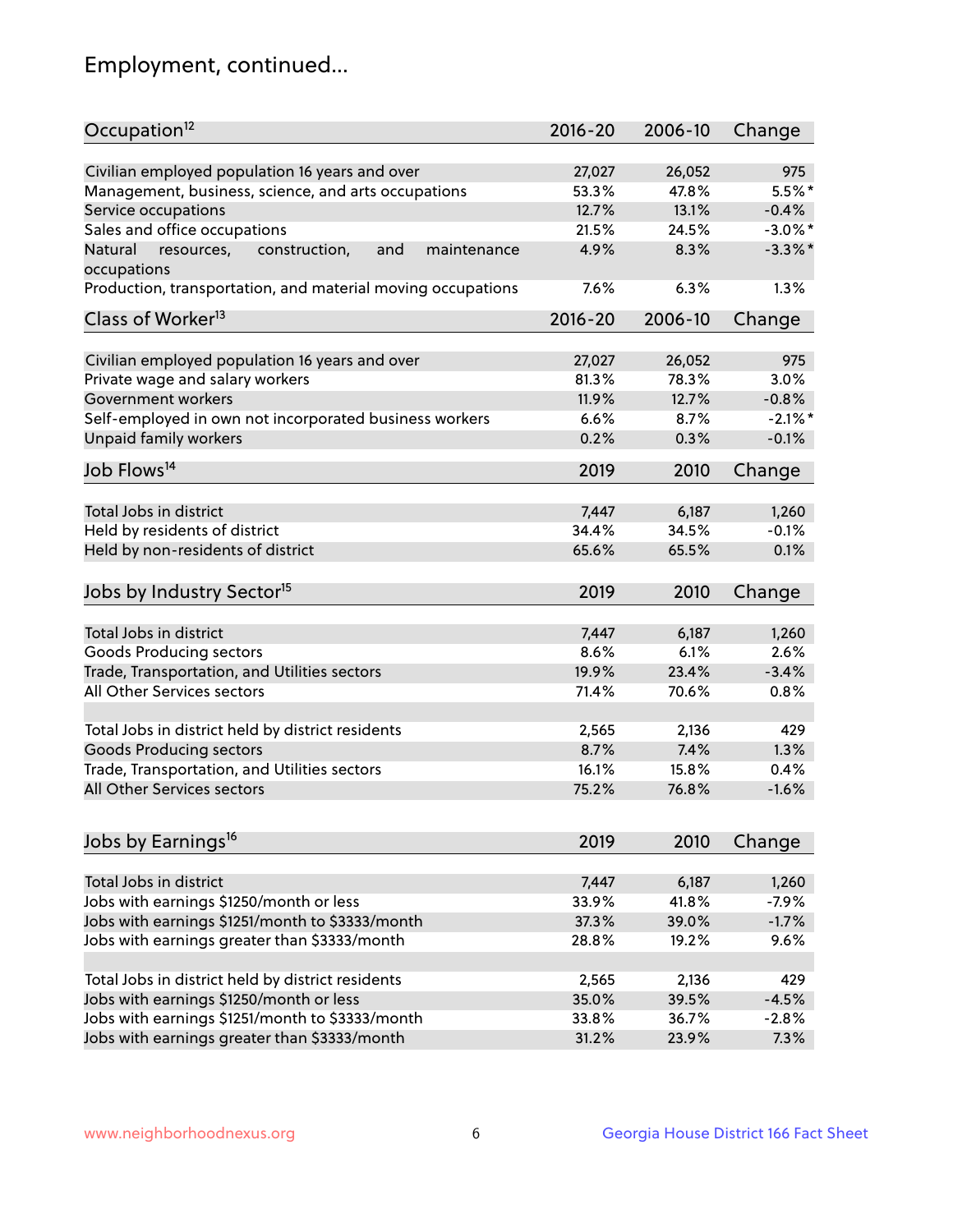# Employment, continued...

| Occupation[12] | 2016-20 | 2006-10 | Change |
|---|---|---|---|
| Civilian employed population 16 years and over | 27,027 | 26,052 | 975 |
| Management, business, science, and arts occupations | 53.3% | 47.8% | 5.5%* |
| Service occupations | 12.7% | 13.1% | -0.4% |
| Sales and office occupations | 21.5% | 24.5% | -3.0%* |
| Natural resources, construction, and maintenance occupations | 4.9% | 8.3% | -3.3%* |
| Production, transportation, and material moving occupations | 7.6% | 6.3% | 1.3% |

| Class of Worker[13] | 2016-20 | 2006-10 | Change |
|---|---|---|---|
| Civilian employed population 16 years and over | 27,027 | 26,052 | 975 |
| Private wage and salary workers | 81.3% | 78.3% | 3.0% |
| Government workers | 11.9% | 12.7% | -0.8% |
| Self-employed in own not incorporated business workers | 6.6% | 8.7% | -2.1%* |
| Unpaid family workers | 0.2% | 0.3% | -0.1% |

| Job Flows[14] | 2019 | 2010 | Change |
|---|---|---|---|
| Total Jobs in district | 7,447 | 6,187 | 1,260 |
| Held by residents of district | 34.4% | 34.5% | -0.1% |
| Held by non-residents of district | 65.6% | 65.5% | 0.1% |

| Jobs by Industry Sector[15] | 2019 | 2010 | Change |
|---|---|---|---|
| Total Jobs in district | 7,447 | 6,187 | 1,260 |
| Goods Producing sectors | 8.6% | 6.1% | 2.6% |
| Trade, Transportation, and Utilities sectors | 19.9% | 23.4% | -3.4% |
| All Other Services sectors | 71.4% | 70.6% | 0.8% |
| | | | |
| Total Jobs in district held by district residents | 2,565 | 2,136 | 429 |
| Goods Producing sectors | 8.7% | 7.4% | 1.3% |
| Trade, Transportation, and Utilities sectors | 16.1% | 15.8% | 0.4% |
| All Other Services sectors | 75.2% | 76.8% | -1.6% |

| Jobs by Earnings[16] | 2019 | 2010 | Change |
|---|---|---|---|
| Total Jobs in district | 7,447 | 6,187 | 1,260 |
| Jobs with earnings $1250/month or less | 33.9% | 41.8% | -7.9% |
| Jobs with earnings $1251/month to $3333/month | 37.3% | 39.0% | -1.7% |
| Jobs with earnings greater than $3333/month | 28.8% | 19.2% | 9.6% |
| | | | |
| Total Jobs in district held by district residents | 2,565 | 2,136 | 429 |
| Jobs with earnings $1250/month or less | 35.0% | 39.5% | -4.5% |
| Jobs with earnings $1251/month to $3333/month | 33.8% | 36.7% | -2.8% |
| Jobs with earnings greater than $3333/month | 31.2% | 23.9% | 7.3% |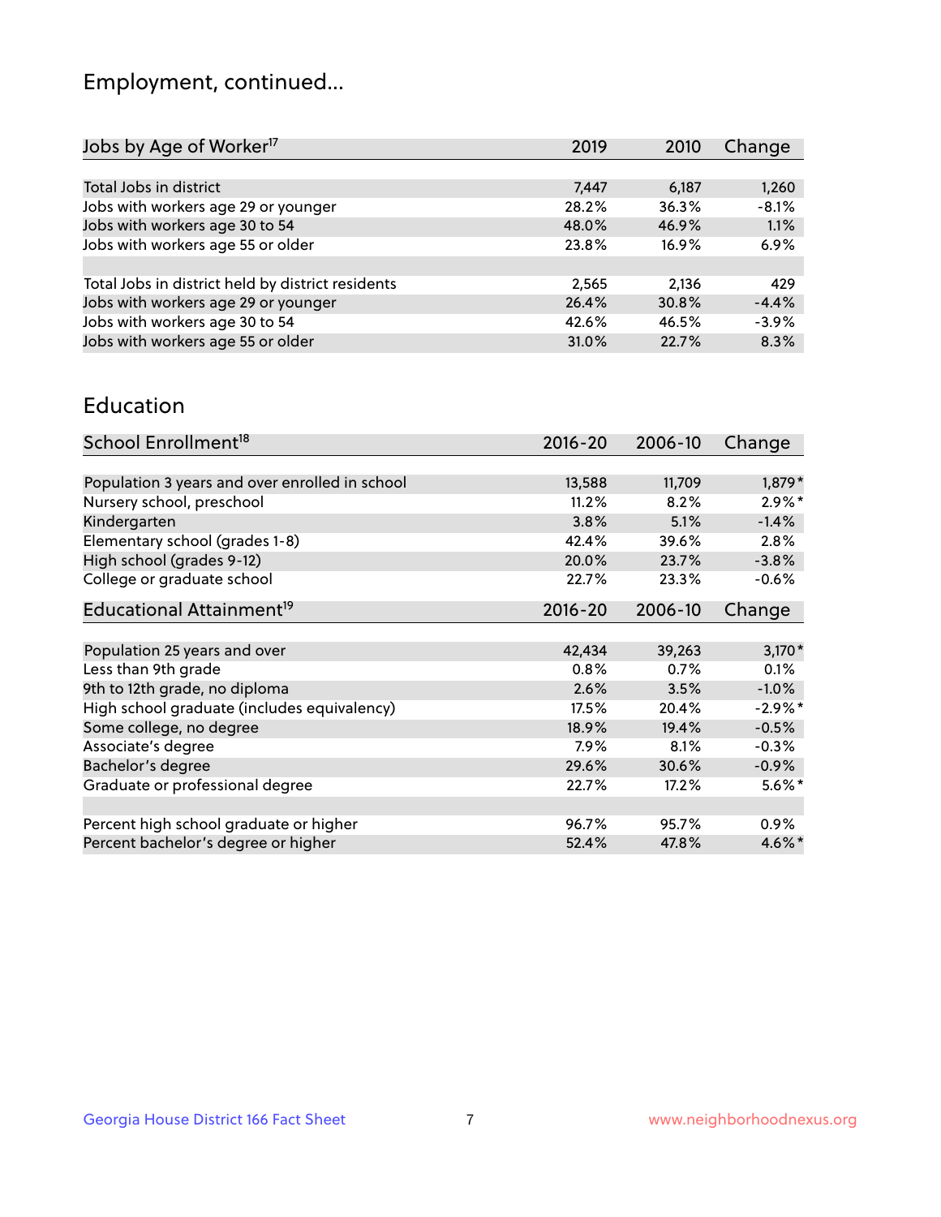# Employment, continued...

| Jobs by Age of Worker[17] | 2019 | 2010 | Change |
|---|---|---|---|
| Total Jobs in district | 7,447 | 6,187 | 1,260 |
| Jobs with workers age 29 or younger | 28.2% | 36.3% | -8.1% |
| Jobs with workers age 30 to 54 | 48.0% | 46.9% | 1.1% |
| Jobs with workers age 55 or older | 23.8% | 16.9% | 6.9% |
| | | | |
| Total Jobs in district held by district residents | 2,565 | 2,136 | 429 |
| Jobs with workers age 29 or younger | 26.4% | 30.8% | -4.4% |
| Jobs with workers age 30 to 54 | 42.6% | 46.5% | -3.9% |
| Jobs with workers age 55 or older | 31.0% | 22.7% | 8.3% |

## Education

| School Enrollment[18] | 2016-20 | 2006-10 | Change |
|---|---|---|---|
| Population 3 years and over enrolled in school | 13,588 | 11,709 | 1,879* |
| Nursery school, preschool | 11.2% | 8.2% | 2.9%* |
| Kindergarten | 3.8% | 5.1% | -1.4% |
| Elementary school (grades 1-8) | 42.4% | 39.6% | 2.8% |
| High school (grades 9-12) | 20.0% | 23.7% | -3.8% |
| College or graduate school | 22.7% | 23.3% | -0.6% |

| Educational Attainment[19] | 2016-20 | 2006-10 | Change |
|---|---|---|---|
| Population 25 years and over | 42,434 | 39,263 | 3,170* |
| Less than 9th grade | 0.8% | 0.7% | 0.1% |
| 9th to 12th grade, no diploma | 2.6% | 3.5% | -1.0% |
| High school graduate (includes equivalency) | 17.5% | 20.4% | -2.9%* |
| Some college, no degree | 18.9% | 19.4% | -0.5% |
| Associate's degree | 7.9% | 8.1% | -0.3% |
| Bachelor's degree | 29.6% | 30.6% | -0.9% |
| Graduate or professional degree | 22.7% | 17.2% | 5.6%* |
| | | | |
| Percent high school graduate or higher | 96.7% | 95.7% | 0.9% |
| Percent bachelor's degree or higher | 52.4% | 47.8% | 4.6%* |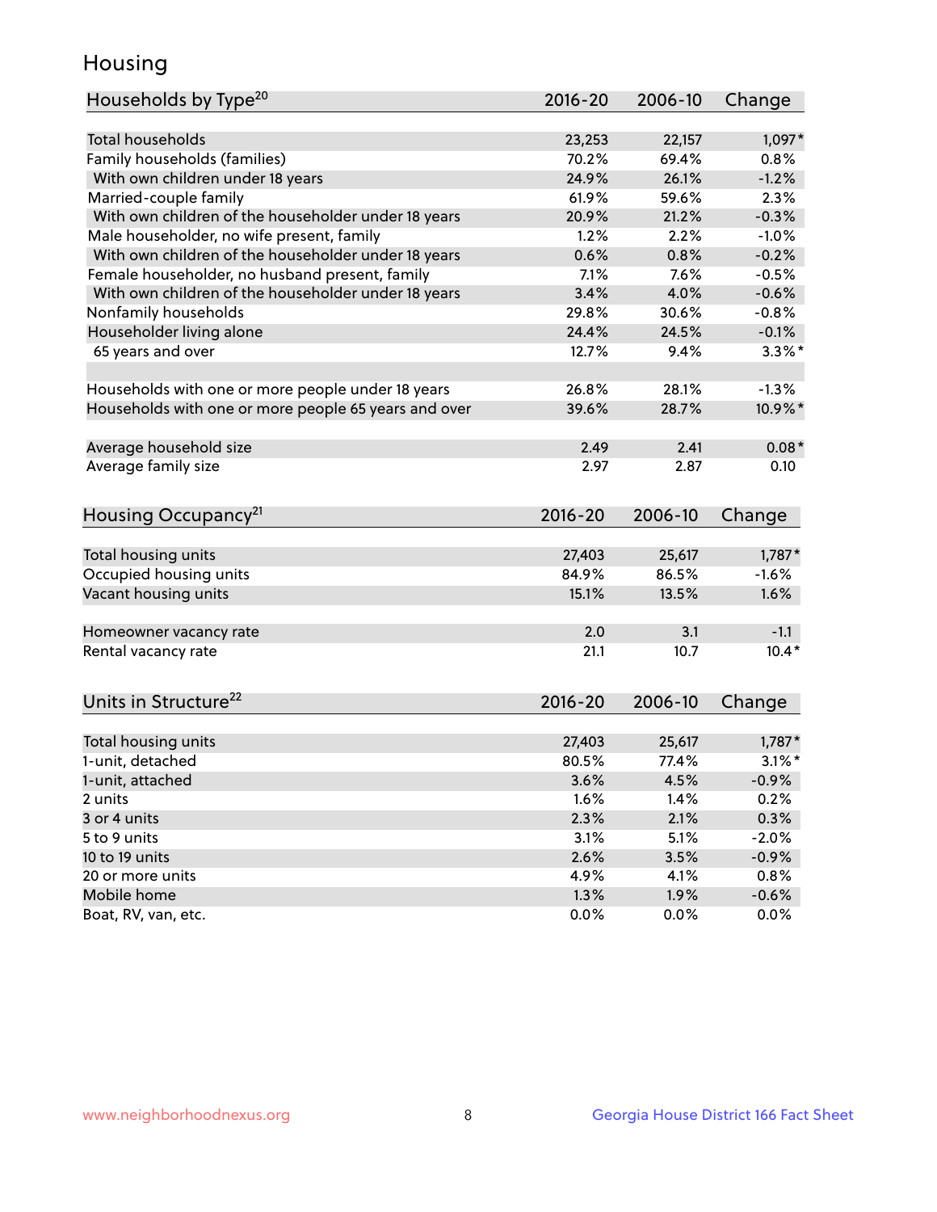# Housing

| Households by Type[20] | 2016-20 | 2006-10 | Change |
|---|---|---|---|
| Total households | 23,253 | 22,157 | 1,097* |
| Family households (families) | 70.2% | 69.4% | 0.8% |
| With own children under 18 years | 24.9% | 26.1% | -1.2% |
| Married-couple family | 61.9% | 59.6% | 2.3% |
| With own children of the householder under 18 years | 20.9% | 21.2% | -0.3% |
| Male householder, no wife present, family | 1.2% | 2.2% | -1.0% |
| With own children of the householder under 18 years | 0.6% | 0.8% | -0.2% |
| Female householder, no husband present, family | 7.1% | 7.6% | -0.5% |
| With own children of the householder under 18 years | 3.4% | 4.0% | -0.6% |
| Nonfamily households | 29.8% | 30.6% | -0.8% |
| Householder living alone | 24.4% | 24.5% | -0.1% |
| 65 years and over | 12.7% | 9.4% | 3.3%* |
| | | | |
| Households with one or more people under 18 years | 26.8% | 28.1% | -1.3% |
| Households with one or more people 65 years and over | 39.6% | 28.7% | 10.9%* |
| | | | |
| Average household size | 2.49 | 2.41 | 0.08* |
| Average family size | 2.97 | 2.87 | 0.10 |

| Housing Occupancy[21] | 2016-20 | 2006-10 | Change |
|---|---|---|---|
| Total housing units | 27,403 | 25,617 | 1,787* |
| Occupied housing units | 84.9% | 86.5% | -1.6% |
| Vacant housing units | 15.1% | 13.5% | 1.6% |
| | | | |
| Homeowner vacancy rate | 2.0 | 3.1 | -1.1 |
| Rental vacancy rate | 21.1 | 10.7 | 10.4* |

| Units in Structure[22] | 2016-20 | 2006-10 | Change |
|---|---|---|---|
| Total housing units | 27,403 | 25,617 | 1,787* |
| 1-unit, detached | 80.5% | 77.4% | 3.1%* |
| 1-unit, attached | 3.6% | 4.5% | -0.9% |
| 2 units | 1.6% | 1.4% | 0.2% |
| 3 or 4 units | 2.3% | 2.1% | 0.3% |
| 5 to 9 units | 3.1% | 5.1% | -2.0% |
| 10 to 19 units | 2.6% | 3.5% | -0.9% |
| 20 or more units | 4.9% | 4.1% | 0.8% |
| Mobile home | 1.3% | 1.9% | -0.6% |
| Boat, RV, van, etc. | 0.0% | 0.0% | 0.0% |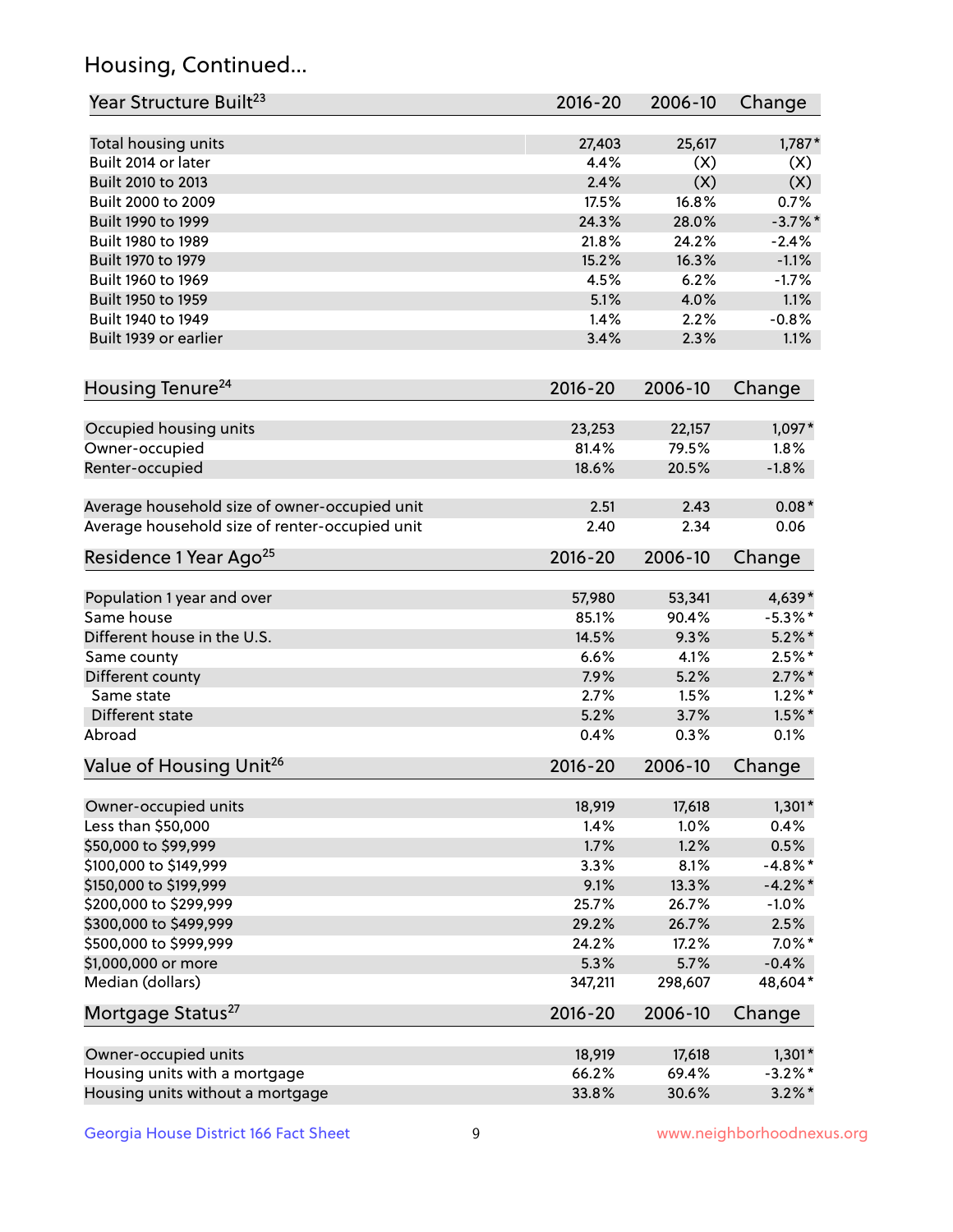## Housing, Continued...

| Year Structure Built[23] | 2016-20 | 2006-10 | Change |
|---|---|---|---|
| Total housing units | 27,403 | 25,617 | 1,787* |
| Built 2014 or later | 4.4% | (X) | (X) |
| Built 2010 to 2013 | 2.4% | (X) | (X) |
| Built 2000 to 2009 | 17.5% | 16.8% | 0.7% |
| Built 1990 to 1999 | 24.3% | 28.0% | -3.7%* |
| Built 1980 to 1989 | 21.8% | 24.2% | -2.4% |
| Built 1970 to 1979 | 15.2% | 16.3% | -1.1% |
| Built 1960 to 1969 | 4.5% | 6.2% | -1.7% |
| Built 1950 to 1959 | 5.1% | 4.0% | 1.1% |
| Built 1940 to 1949 | 1.4% | 2.2% | -0.8% |
| Built 1939 or earlier | 3.4% | 2.3% | 1.1% |

| Housing Tenure[24] | 2016-20 | 2006-10 | Change |
|---|---|---|---|
| Occupied housing units | 23,253 | 22,157 | 1,097* |
| Owner-occupied | 81.4% | 79.5% | 1.8% |
| Renter-occupied | 18.6% | 20.5% | -1.8% |
| Average household size of owner-occupied unit | 2.51 | 2.43 | 0.08* |
| Average household size of renter-occupied unit | 2.40 | 2.34 | 0.06 |

| Residence 1 Year Ago[25] | 2016-20 | 2006-10 | Change |
|---|---|---|---|
| Population 1 year and over | 57,980 | 53,341 | 4,639* |
| Same house | 85.1% | 90.4% | -5.3%* |
| Different house in the U.S. | 14.5% | 9.3% | 5.2%* |
| Same county | 6.6% | 4.1% | 2.5%* |
| Different county | 7.9% | 5.2% | 2.7%* |
| Same state | 2.7% | 1.5% | 1.2%* |
| Different state | 5.2% | 3.7% | 1.5%* |
| Abroad | 0.4% | 0.3% | 0.1% |

| Value of Housing Unit[26] | 2016-20 | 2006-10 | Change |
|---|---|---|---|
| Owner-occupied units | 18,919 | 17,618 | 1,301* |
| Less than $50,000 | 1.4% | 1.0% | 0.4% |
| $50,000 to $99,999 | 1.7% | 1.2% | 0.5% |
| $100,000 to $149,999 | 3.3% | 8.1% | -4.8%* |
| $150,000 to $199,999 | 9.1% | 13.3% | -4.2%* |
| $200,000 to $299,999 | 25.7% | 26.7% | -1.0% |
| $300,000 to $499,999 | 29.2% | 26.7% | 2.5% |
| $500,000 to $999,999 | 24.2% | 17.2% | 7.0%* |
| $1,000,000 or more | 5.3% | 5.7% | -0.4% |
| Median (dollars) | 347,211 | 298,607 | 48,604* |

| Mortgage Status[27] | 2016-20 | 2006-10 | Change |
|---|---|---|---|
| Owner-occupied units | 18,919 | 17,618 | 1,301* |
| Housing units with a mortgage | 66.2% | 69.4% | -3.2%* |
| Housing units without a mortgage | 33.8% | 30.6% | 3.2%* |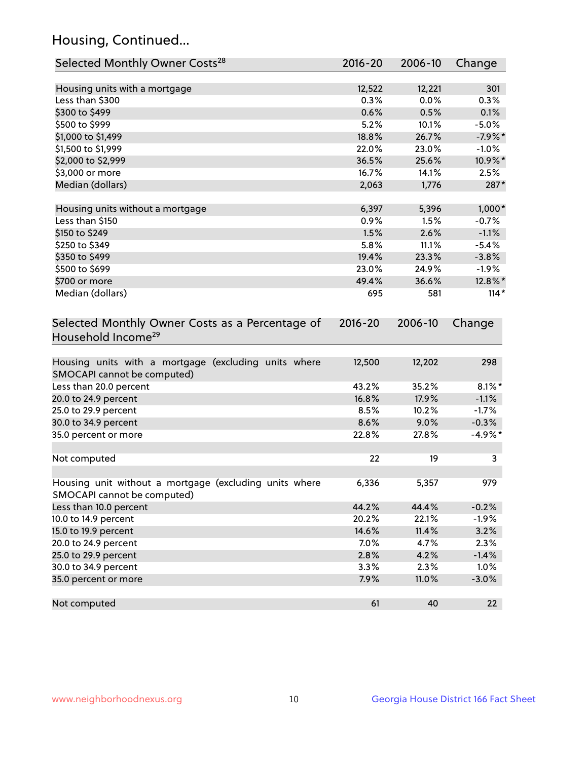## Housing, Continued...

| Selected Monthly Owner Costs[28] | 2016-20 | 2006-10 | Change |
|---|---|---|---|
| Housing units with a mortgage | 12,522 | 12,221 | 301 |
| Less than $300 | 0.3% | 0.0% | 0.3% |
| $300 to $499 | 0.6% | 0.5% | 0.1% |
| $500 to $999 | 5.2% | 10.1% | -5.0% |
| $1,000 to $1,499 | 18.8% | 26.7% | -7.9%* |
| $1,500 to $1,999 | 22.0% | 23.0% | -1.0% |
| $2,000 to $2,999 | 36.5% | 25.6% | 10.9%* |
| $3,000 or more | 16.7% | 14.1% | 2.5% |
| Median (dollars) | 2,063 | 1,776 | 287* |
| Housing units without a mortgage | 6,397 | 5,396 | 1,000* |
| Less than $150 | 0.9% | 1.5% | -0.7% |
| $150 to $249 | 1.5% | 2.6% | -1.1% |
| $250 to $349 | 5.8% | 11.1% | -5.4% |
| $350 to $499 | 19.4% | 23.3% | -3.8% |
| $500 to $699 | 23.0% | 24.9% | -1.9% |
| $700 or more | 49.4% | 36.6% | 12.8%* |
| Median (dollars) | 695 | 581 | 114* |

| Selected Monthly Owner Costs as a Percentage of Household Income[29] | 2016-20 | 2006-10 | Change |
|---|---|---|---|
| Housing units with a mortgage (excluding units where SMOCAPI cannot be computed) | 12,500 | 12,202 | 298 |
| Less than 20.0 percent | 43.2% | 35.2% | 8.1%* |
| 20.0 to 24.9 percent | 16.8% | 17.9% | -1.1% |
| 25.0 to 29.9 percent | 8.5% | 10.2% | -1.7% |
| 30.0 to 34.9 percent | 8.6% | 9.0% | -0.3% |
| 35.0 percent or more | 22.8% | 27.8% | -4.9%* |
| Not computed | 22 | 19 | 3 |
| Housing unit without a mortgage (excluding units where SMOCAPI cannot be computed) | 6,336 | 5,357 | 979 |
| Less than 10.0 percent | 44.2% | 44.4% | -0.2% |
| 10.0 to 14.9 percent | 20.2% | 22.1% | -1.9% |
| 15.0 to 19.9 percent | 14.6% | 11.4% | 3.2% |
| 20.0 to 24.9 percent | 7.0% | 4.7% | 2.3% |
| 25.0 to 29.9 percent | 2.8% | 4.2% | -1.4% |
| 30.0 to 34.9 percent | 3.3% | 2.3% | 1.0% |
| 35.0 percent or more | 7.9% | 11.0% | -3.0% |
| Not computed | 61 | 40 | 22 |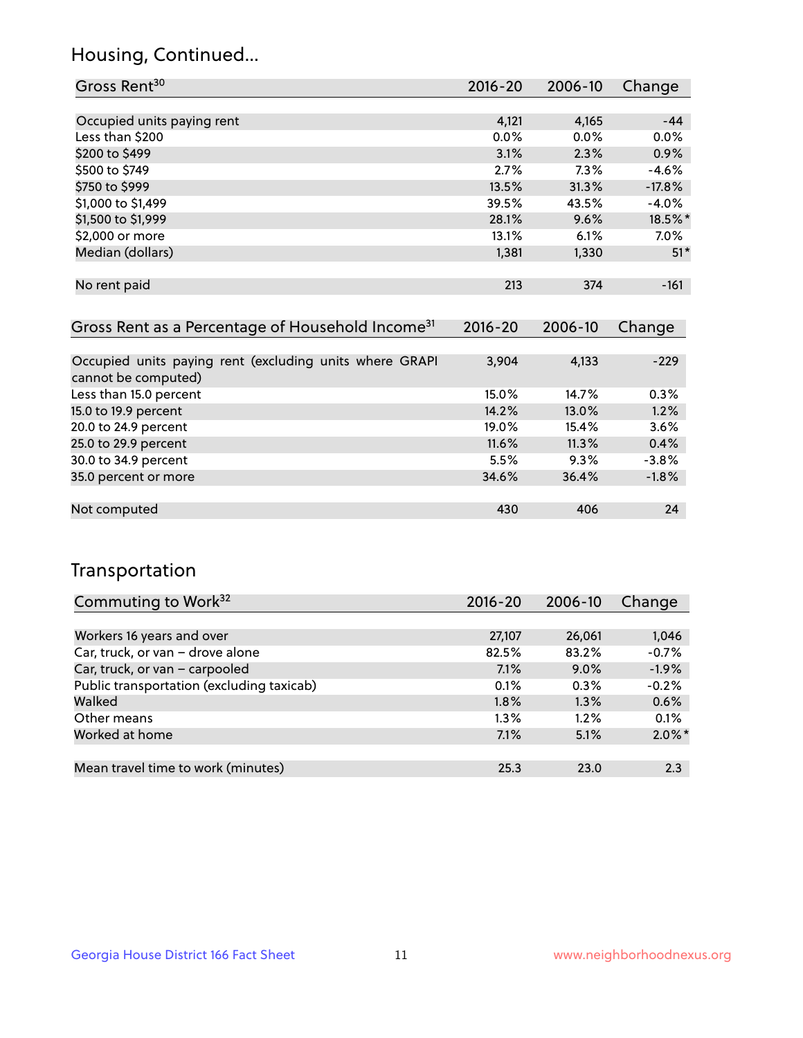## Housing, Continued...

| Gross Rent[30] | 2016-20 | 2006-10 | Change |
|---|---|---|---|
| Occupied units paying rent | 4,121 | 4,165 | -44 |
| Less than $200 | 0.0% | 0.0% | 0.0% |
| $200 to $499 | 3.1% | 2.3% | 0.9% |
| $500 to $749 | 2.7% | 7.3% | -4.6% |
| $750 to $999 | 13.5% | 31.3% | -17.8% |
| $1,000 to $1,499 | 39.5% | 43.5% | -4.0% |
| $1,500 to $1,999 | 28.1% | 9.6% | 18.5%* |
| $2,000 or more | 13.1% | 6.1% | 7.0% |
| Median (dollars) | 1,381 | 1,330 | 51* |
| No rent paid | 213 | 374 | -161 |

| Gross Rent as a Percentage of Household Income[31] | 2016-20 | 2006-10 | Change |
|---|---|---|---|
| Occupied units paying rent (excluding units where GRAPI cannot be computed) | 3,904 | 4,133 | -229 |
| Less than 15.0 percent | 15.0% | 14.7% | 0.3% |
| 15.0 to 19.9 percent | 14.2% | 13.0% | 1.2% |
| 20.0 to 24.9 percent | 19.0% | 15.4% | 3.6% |
| 25.0 to 29.9 percent | 11.6% | 11.3% | 0.4% |
| 30.0 to 34.9 percent | 5.5% | 9.3% | -3.8% |
| 35.0 percent or more | 34.6% | 36.4% | -1.8% |
| Not computed | 430 | 406 | 24 |

## Transportation

| Commuting to Work[32] | 2016-20 | 2006-10 | Change |
|---|---|---|---|
| Workers 16 years and over | 27,107 | 26,061 | 1,046 |
| Car, truck, or van – drove alone | 82.5% | 83.2% | -0.7% |
| Car, truck, or van – carpooled | 7.1% | 9.0% | -1.9% |
| Public transportation (excluding taxicab) | 0.1% | 0.3% | -0.2% |
| Walked | 1.8% | 1.3% | 0.6% |
| Other means | 1.3% | 1.2% | 0.1% |
| Worked at home | 7.1% | 5.1% | 2.0%* |
| Mean travel time to work (minutes) | 25.3 | 23.0 | 2.3 |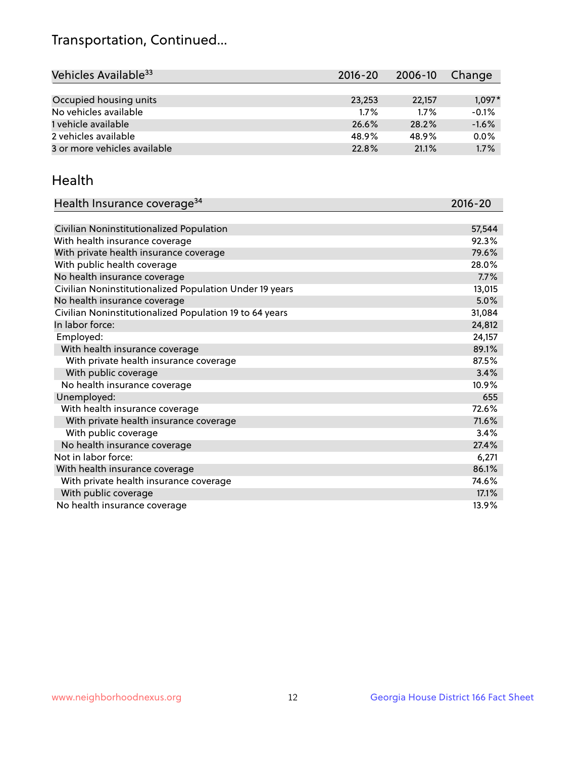# Transportation, Continued...

| Vehicles Available[33] | 2016-20 | 2006-10 | Change |
|---|---|---|---|
| Occupied housing units | 23,253 | 22,157 | 1,097* |
| No vehicles available | 1.7% | 1.7% | -0.1% |
| 1 vehicle available | 26.6% | 28.2% | -1.6% |
| 2 vehicles available | 48.9% | 48.9% | 0.0% |
| 3 or more vehicles available | 22.8% | 21.1% | 1.7% |

## Health

| Health Insurance coverage[34] | 2016-20 |
|---|---|
| Civilian Noninstitutionalized Population | 57,544 |
| With health insurance coverage | 92.3% |
| With private health insurance coverage | 79.6% |
| With public health coverage | 28.0% |
| No health insurance coverage | 7.7% |
| Civilian Noninstitutionalized Population Under 19 years | 13,015 |
| No health insurance coverage | 5.0% |
| Civilian Noninstitutionalized Population 19 to 64 years | 31,084 |
| In labor force: | 24,812 |
| Employed: | 24,157 |
| With health insurance coverage | 89.1% |
| With private health insurance coverage | 87.5% |
| With public coverage | 3.4% |
| No health insurance coverage | 10.9% |
| Unemployed: | 655 |
| With health insurance coverage | 72.6% |
| With private health insurance coverage | 71.6% |
| With public coverage | 3.4% |
| No health insurance coverage | 27.4% |
| Not in labor force: | 6,271 |
| With health insurance coverage | 86.1% |
| With private health insurance coverage | 74.6% |
| With public coverage | 17.1% |
| No health insurance coverage | 13.9% |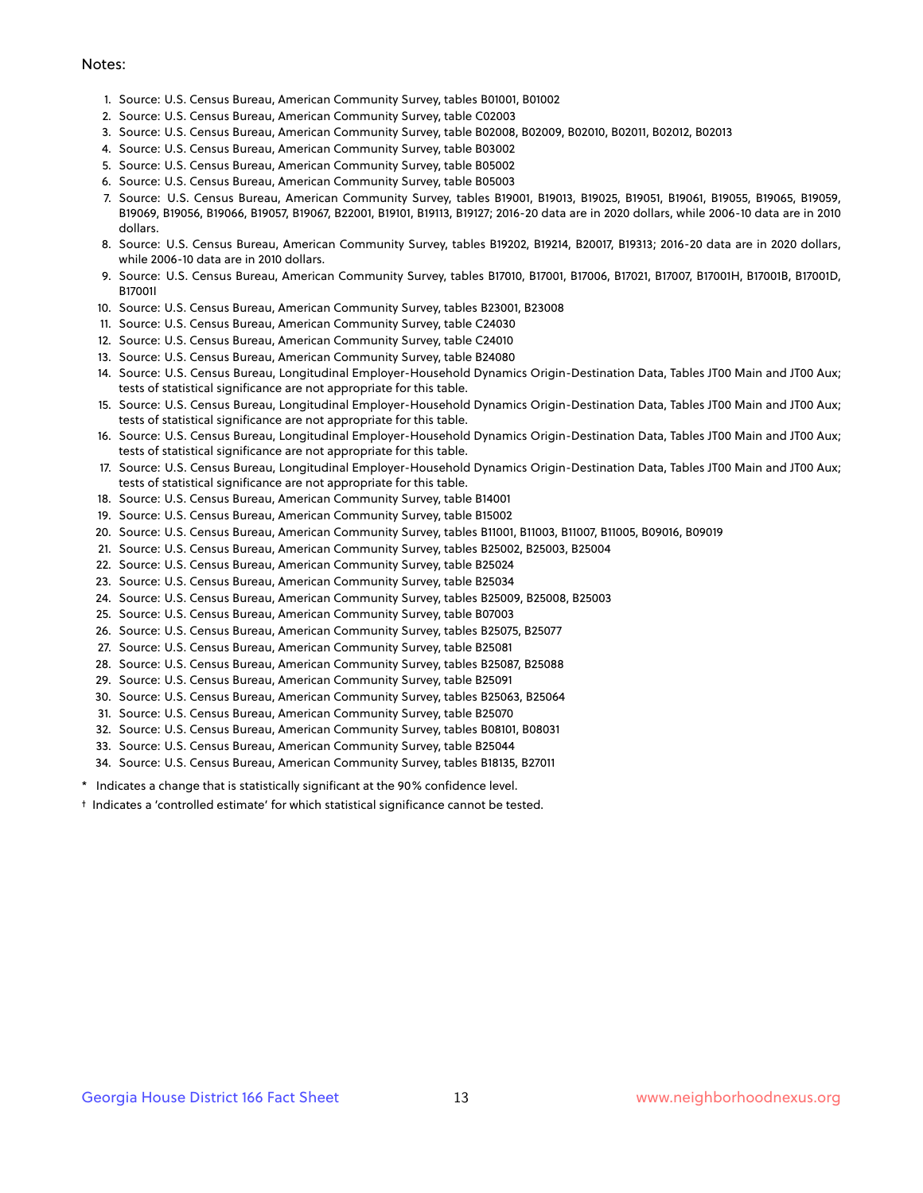Notes:

1. Source: U.S. Census Bureau, American Community Survey, tables B01001, B01002
2. Source: U.S. Census Bureau, American Community Survey, table C02003
3. Source: U.S. Census Bureau, American Community Survey, table B02008, B02009, B02010, B02011, B02012, B02013
4. Source: U.S. Census Bureau, American Community Survey, table B03002
5. Source: U.S. Census Bureau, American Community Survey, table B05002
6. Source: U.S. Census Bureau, American Community Survey, table B05003
7. Source: U.S. Census Bureau, American Community Survey, tables B19001, B19013, B19025, B19051, B19061, B19055, B19065, B19059, B19069, B19056, B19066, B19057, B19067, B22001, B19101, B19113, B19127; 2016-20 data are in 2020 dollars, while 2006-10 data are in 2010 dollars.
8. Source: U.S. Census Bureau, American Community Survey, tables B19202, B19214, B20017, B19313; 2016-20 data are in 2020 dollars, while 2006-10 data are in 2010 dollars.
9. Source: U.S. Census Bureau, American Community Survey, tables B17010, B17001, B17006, B17021, B17007, B17001H, B17001B, B17001D, B17001I
10. Source: U.S. Census Bureau, American Community Survey, tables B23001, B23008
11. Source: U.S. Census Bureau, American Community Survey, table C24030
12. Source: U.S. Census Bureau, American Community Survey, table C24010
13. Source: U.S. Census Bureau, American Community Survey, table B24080
14. Source: U.S. Census Bureau, Longitudinal Employer-Household Dynamics Origin-Destination Data, Tables JT00 Main and JT00 Aux; tests of statistical significance are not appropriate for this table.
15. Source: U.S. Census Bureau, Longitudinal Employer-Household Dynamics Origin-Destination Data, Tables JT00 Main and JT00 Aux; tests of statistical significance are not appropriate for this table.
16. Source: U.S. Census Bureau, Longitudinal Employer-Household Dynamics Origin-Destination Data, Tables JT00 Main and JT00 Aux; tests of statistical significance are not appropriate for this table.
17. Source: U.S. Census Bureau, Longitudinal Employer-Household Dynamics Origin-Destination Data, Tables JT00 Main and JT00 Aux; tests of statistical significance are not appropriate for this table.
18. Source: U.S. Census Bureau, American Community Survey, table B14001
19. Source: U.S. Census Bureau, American Community Survey, table B15002
20. Source: U.S. Census Bureau, American Community Survey, tables B11001, B11003, B11007, B11005, B09016, B09019
21. Source: U.S. Census Bureau, American Community Survey, tables B25002, B25003, B25004
22. Source: U.S. Census Bureau, American Community Survey, table B25024
23. Source: U.S. Census Bureau, American Community Survey, table B25034
24. Source: U.S. Census Bureau, American Community Survey, tables B25009, B25008, B25003
25. Source: U.S. Census Bureau, American Community Survey, table B07003
26. Source: U.S. Census Bureau, American Community Survey, tables B25075, B25077
27. Source: U.S. Census Bureau, American Community Survey, table B25081
28. Source: U.S. Census Bureau, American Community Survey, tables B25087, B25088
29. Source: U.S. Census Bureau, American Community Survey, table B25091
30. Source: U.S. Census Bureau, American Community Survey, tables B25063, B25064
31. Source: U.S. Census Bureau, American Community Survey, table B25070
32. Source: U.S. Census Bureau, American Community Survey, tables B08101, B08031
33. Source: U.S. Census Bureau, American Community Survey, table B25044
34. Source: U.S. Census Bureau, American Community Survey, tables B18135, B27011

\* Indicates a change that is statistically significant at the 90% confidence level.

† Indicates a 'controlled estimate' for which statistical significance cannot be tested.